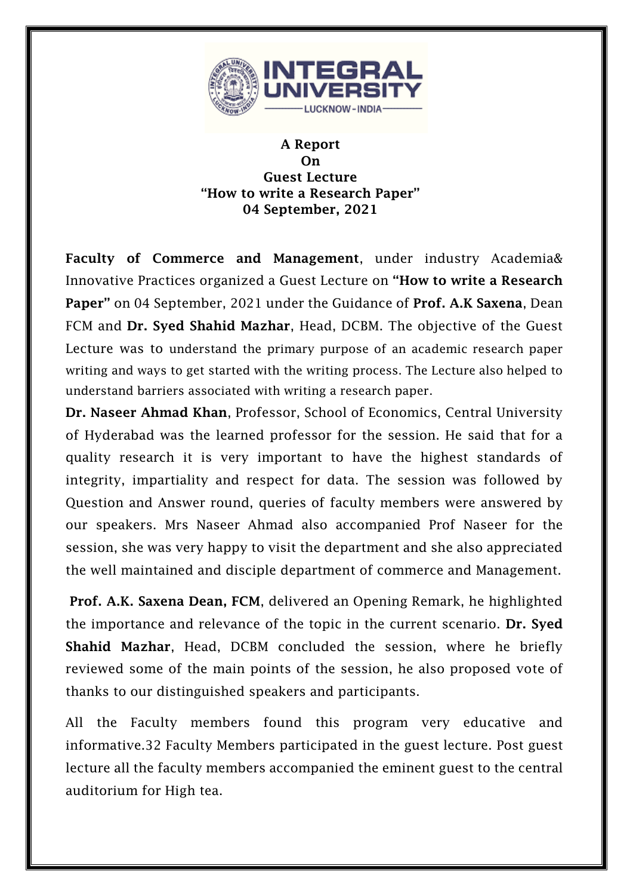**A Report**
**On**
**Guest Lecture**
**"How to write a Research Paper"**
**04 September, 2021**

**Faculty of Commerce and Management**, under industry Academia& Innovative Practices organized a Guest Lecture on **"How to write a Research Paper"** on 04 September, 2021 under the Guidance of **Prof. A.K Saxena**, Dean FCM and **Dr. Syed Shahid Mazhar**, Head, DCBM. The objective of the Guest Lecture was to understand the primary purpose of an academic research paper writing and ways to get started with the writing process. The Lecture also helped to understand barriers associated with writing a research paper.

**Dr. Naseer Ahmad Khan**, Professor, School of Economics, Central University of Hyderabad was the learned professor for the session. He said that for a quality research it is very important to have the highest standards of integrity, impartiality and respect for data. The session was followed by Question and Answer round, queries of faculty members were answered by our speakers. Mrs Naseer Ahmad also accompanied Prof Naseer for the session, she was very happy to visit the department and she also appreciated the well maintained and disciple department of commerce and Management.

**Prof. A.K. Saxena Dean, FCM**, delivered an Opening Remark, he highlighted the importance and relevance of the topic in the current scenario. **Dr. Syed Shahid Mazhar**, Head, DCBM concluded the session, where he briefly reviewed some of the main points of the session, he also proposed vote of thanks to our distinguished speakers and participants.

All the Faculty members found this program very educative and informative.32 Faculty Members participated in the guest lecture. Post guest lecture all the faculty members accompanied the eminent guest to the central auditorium for High tea.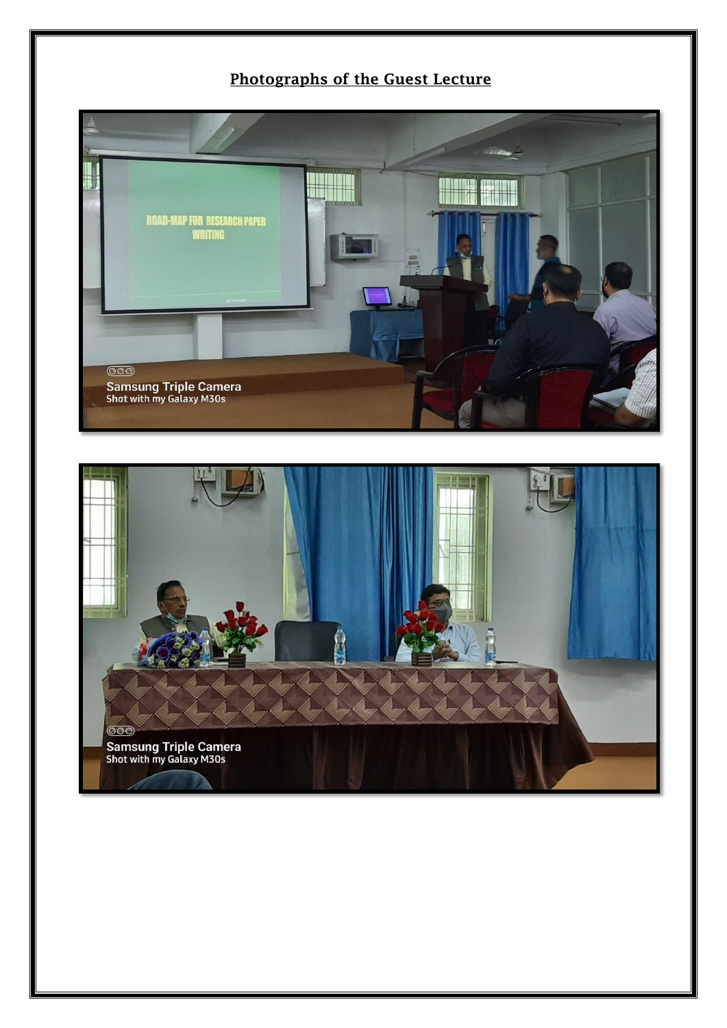## Photographs of the Guest Lecture